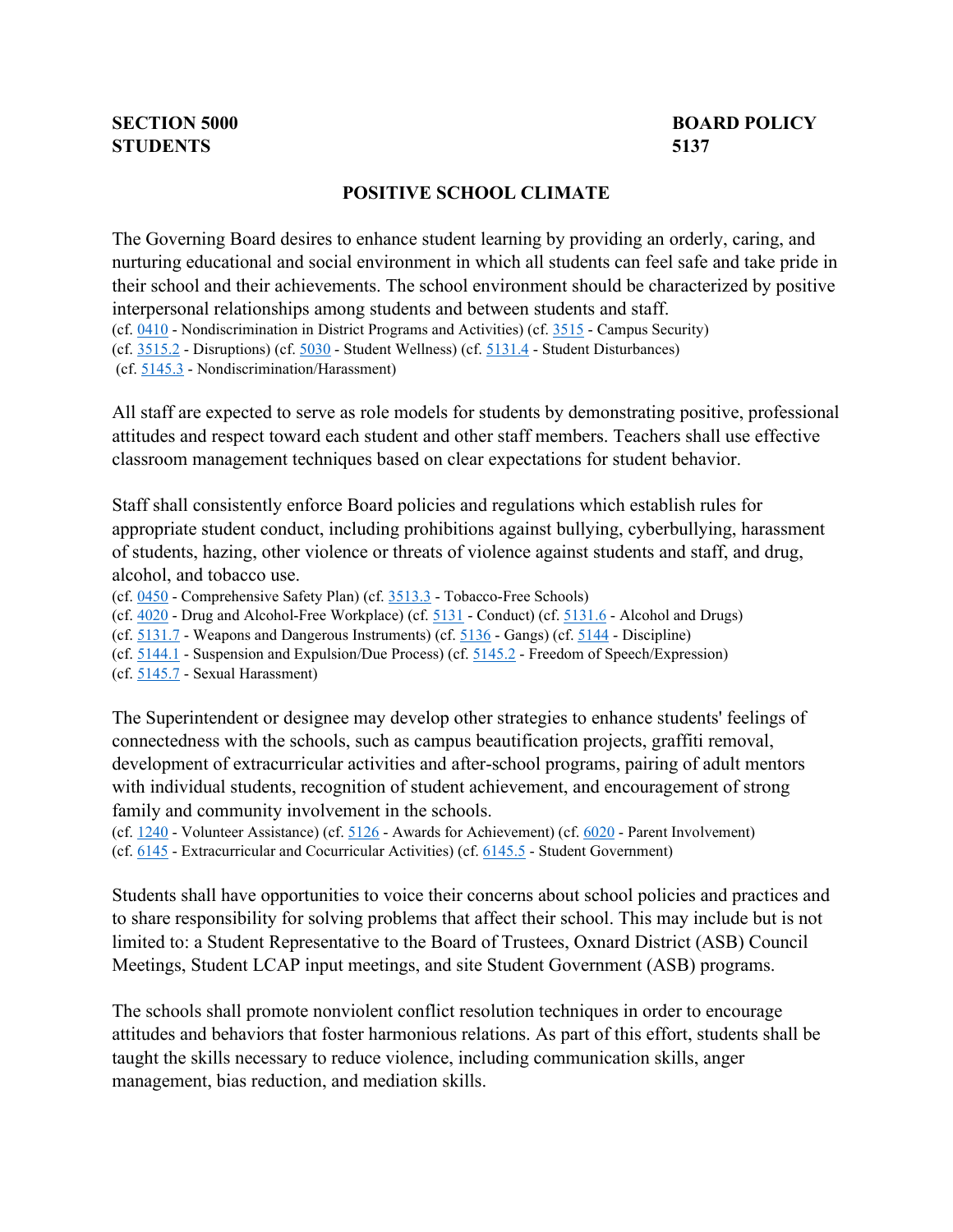**SECTION 5000**
**STUDENTS**

**BOARD POLICY**
**5137**

# POSITIVE SCHOOL CLIMATE

The Governing Board desires to enhance student learning by providing an orderly, caring, and nurturing educational and social environment in which all students can feel safe and take pride in their school and their achievements. The school environment should be characterized by positive interpersonal relationships among students and between students and staff.
(cf. 0410 - Nondiscrimination in District Programs and Activities) (cf. 3515 - Campus Security)
(cf. 3515.2 - Disruptions) (cf. 5030 - Student Wellness) (cf. 5131.4 - Student Disturbances)
(cf. 5145.3 - Nondiscrimination/Harassment)

All staff are expected to serve as role models for students by demonstrating positive, professional attitudes and respect toward each student and other staff members. Teachers shall use effective classroom management techniques based on clear expectations for student behavior.

Staff shall consistently enforce Board policies and regulations which establish rules for appropriate student conduct, including prohibitions against bullying, cyberbullying, harassment of students, hazing, other violence or threats of violence against students and staff, and drug, alcohol, and tobacco use.
(cf. 0450 - Comprehensive Safety Plan) (cf. 3513.3 - Tobacco-Free Schools)
(cf. 4020 - Drug and Alcohol-Free Workplace) (cf. 5131 - Conduct) (cf. 5131.6 - Alcohol and Drugs)
(cf. 5131.7 - Weapons and Dangerous Instruments) (cf. 5136 - Gangs) (cf. 5144 - Discipline)
(cf. 5144.1 - Suspension and Expulsion/Due Process) (cf. 5145.2 - Freedom of Speech/Expression)
(cf. 5145.7 - Sexual Harassment)

The Superintendent or designee may develop other strategies to enhance students' feelings of connectedness with the schools, such as campus beautification projects, graffiti removal, development of extracurricular activities and after-school programs, pairing of adult mentors with individual students, recognition of student achievement, and encouragement of strong family and community involvement in the schools.
(cf. 1240 - Volunteer Assistance) (cf. 5126 - Awards for Achievement) (cf. 6020 - Parent Involvement)
(cf. 6145 - Extracurricular and Cocurricular Activities) (cf. 6145.5 - Student Government)

Students shall have opportunities to voice their concerns about school policies and practices and to share responsibility for solving problems that affect their school. This may include but is not limited to: a Student Representative to the Board of Trustees, Oxnard District (ASB) Council Meetings, Student LCAP input meetings, and site Student Government (ASB) programs.

The schools shall promote nonviolent conflict resolution techniques in order to encourage attitudes and behaviors that foster harmonious relations. As part of this effort, students shall be taught the skills necessary to reduce violence, including communication skills, anger management, bias reduction, and mediation skills.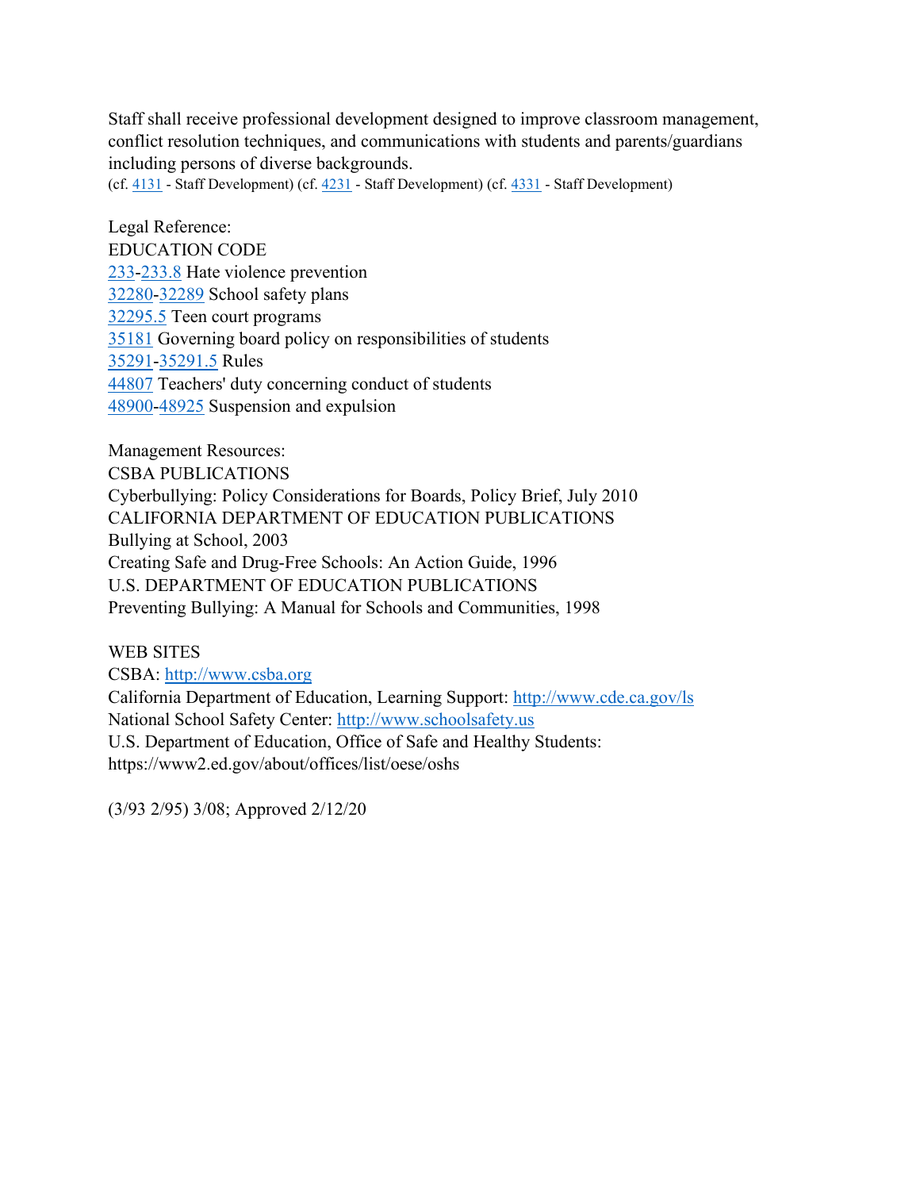Staff shall receive professional development designed to improve classroom management, conflict resolution techniques, and communications with students and parents/guardians including persons of diverse backgrounds.
(cf. 4131 - Staff Development) (cf. 4231 - Staff Development) (cf. 4331 - Staff Development)

Legal Reference:
EDUCATION CODE
233-233.8 Hate violence prevention
32280-32289 School safety plans
32295.5 Teen court programs
35181 Governing board policy on responsibilities of students
35291-35291.5 Rules
44807 Teachers' duty concerning conduct of students
48900-48925 Suspension and expulsion

Management Resources:
CSBA PUBLICATIONS
Cyberbullying: Policy Considerations for Boards, Policy Brief, July 2010
CALIFORNIA DEPARTMENT OF EDUCATION PUBLICATIONS
Bullying at School, 2003
Creating Safe and Drug-Free Schools: An Action Guide, 1996
U.S. DEPARTMENT OF EDUCATION PUBLICATIONS
Preventing Bullying: A Manual for Schools and Communities, 1998

WEB SITES
CSBA: http://www.csba.org
California Department of Education, Learning Support: http://www.cde.ca.gov/ls
National School Safety Center: http://www.schoolsafety.us
U.S. Department of Education, Office of Safe and Healthy Students: https://www2.ed.gov/about/offices/list/oese/oshs

(3/93 2/95) 3/08; Approved 2/12/20